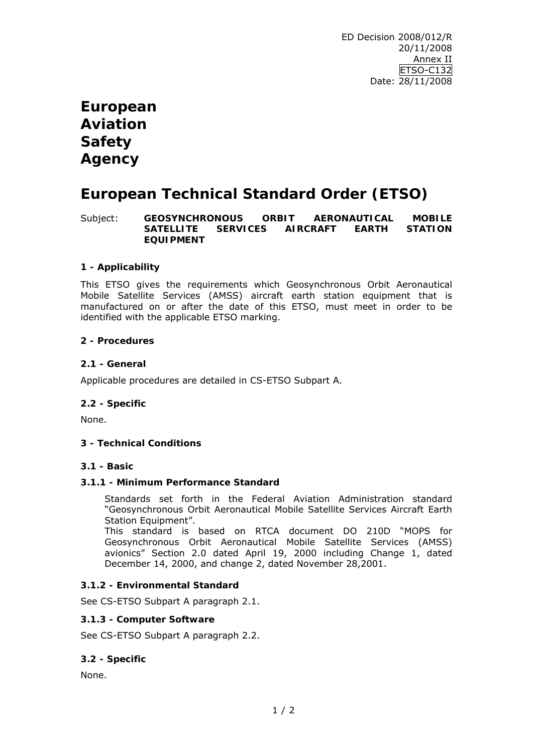ED Decision 2008/012/R
20/11/2008
Annex II
ETSO-C132
Date: 28/11/2008

# European Aviation Safety Agency

# European Technical Standard Order (ETSO)

Subject: **GEOSYNCHRONOUS ORBIT AERONAUTICAL MOBILE SATELLITE SERVICES AIRCRAFT EARTH STATION EQUIPMENT**

### 1 - Applicability

This ETSO gives the requirements which Geosynchronous Orbit Aeronautical Mobile Satellite Services (AMSS) aircraft earth station equipment that is manufactured on or after the date of this ETSO, must meet in order to be identified with the applicable ETSO marking.

### 2 - Procedures

### 2.1 - General

Applicable procedures are detailed in CS-ETSO Subpart A.

### 2.2 - Specific

None.

### 3 - Technical Conditions

### 3.1 - Basic

#### 3.1.1 - Minimum Performance Standard

Standards set forth in the Federal Aviation Administration standard "Geosynchronous Orbit Aeronautical Mobile Satellite Services Aircraft Earth Station Equipment".
This standard is based on RTCA document DO 210D "MOPS for Geosynchronous Orbit Aeronautical Mobile Satellite Services (AMSS) avionics" Section 2.0 dated April 19, 2000 including Change 1, dated December 14, 2000, and change 2, dated November 28,2001.

#### 3.1.2 - Environmental Standard

See CS-ETSO Subpart A paragraph 2.1.

#### 3.1.3 - Computer Software

See CS-ETSO Subpart A paragraph 2.2.

### 3.2 - Specific

None.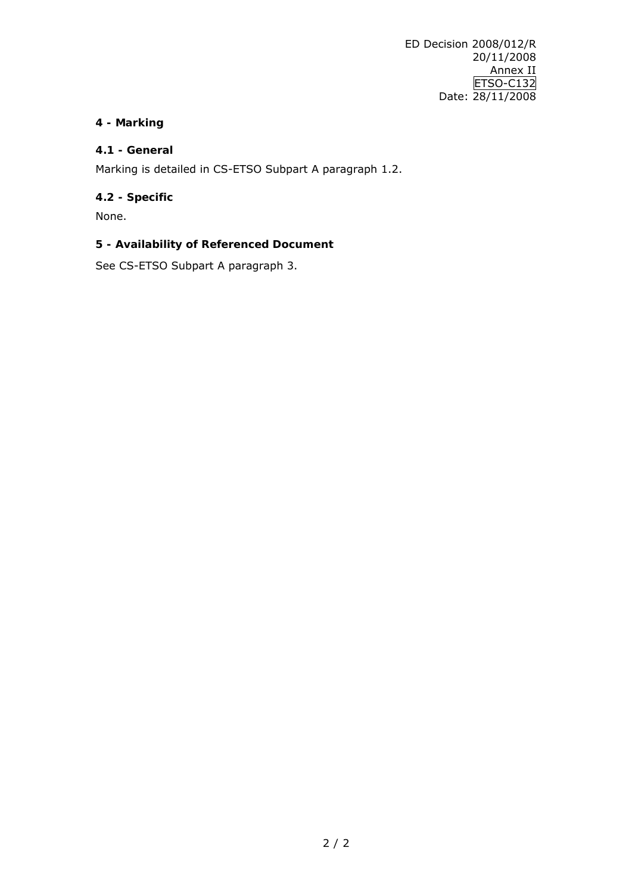## 4 - Marking

### 4.1 - General

Marking is detailed in CS-ETSO Subpart A paragraph 1.2.

### 4.2 - Specific

None.

## 5 - Availability of Referenced Document

See CS-ETSO Subpart A paragraph 3.